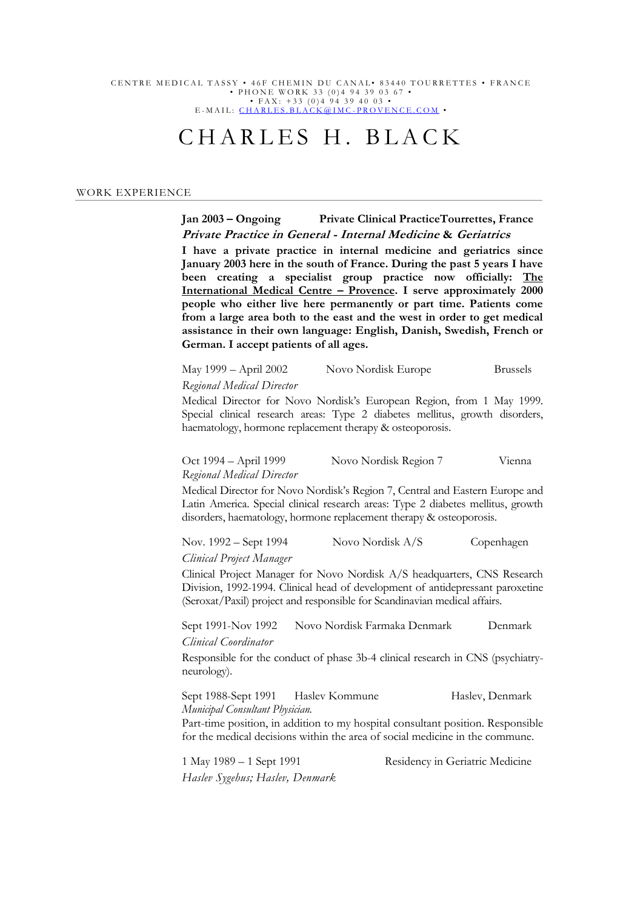CENTRE MEDICAL TASSY • 46F CHEMIN DU CANAL• 83440 TOURRETTES • FRANCE
• PHONE WORK 33 (0)4 94 39 03 67 •
• FAX: +33 (0)4 94 39 40 03 •
E-MAIL: [CHARLES.BLACK@IMC-PROVENCE.COM](mailto:CHARLES.BLACK@IMC-PROVENCE.COM) •

# CHARLES H. BLACK

## WORK EXPERIENCE

**Jan 2003 – Ongoing     Private Clinical PracticeTourrettes, France**

***Private Practice in General - Internal Medicine & Geriatrics***

**I have a private practice in internal medicine and geriatrics since January 2003 here in the south of France. During the past 5 years I have been creating a specialist group practice now officially: <u>The International Medical Centre – Provence</u>. I serve approximately 2000 people who either live here permanently or part time. Patients come from a large area both to the east and the west in order to get medical assistance in their own language: English, Danish, Swedish, French or German. I accept patients of all ages.**

May 1999 – April 2002     Novo Nordisk Europe     Brussels

*Regional Medical Director*

Medical Director for Novo Nordisk's European Region, from 1 May 1999. Special clinical research areas: Type 2 diabetes mellitus, growth disorders, haematology, hormone replacement therapy & osteoporosis.

Oct 1994 – April 1999     Novo Nordisk Region 7     Vienna

*Regional Medical Director*

Medical Director for Novo Nordisk's Region 7, Central and Eastern Europe and Latin America. Special clinical research areas: Type 2 diabetes mellitus, growth disorders, haematology, hormone replacement therapy & osteoporosis.

Nov. 1992 – Sept 1994     Novo Nordisk A/S     Copenhagen

*Clinical Project Manager*

Clinical Project Manager for Novo Nordisk A/S headquarters, CNS Research Division, 1992-1994. Clinical head of development of antidepressant paroxetine (Seroxat/Paxil) project and responsible for Scandinavian medical affairs.

Sept 1991-Nov 1992     Novo Nordisk Farmaka Denmark     Denmark

*Clinical Coordinator*

Responsible for the conduct of phase 3b-4 clinical research in CNS (psychiatry-neurology).

Sept 1988-Sept 1991     Haslev Kommune     Haslev, Denmark

*Municipal Consultant Physician.*

Part-time position, in addition to my hospital consultant position. Responsible for the medical decisions within the area of social medicine in the commune.

1 May 1989 – 1 Sept 1991     Residency in Geriatric Medicine

*Haslev Sygehus; Haslev, Denmark*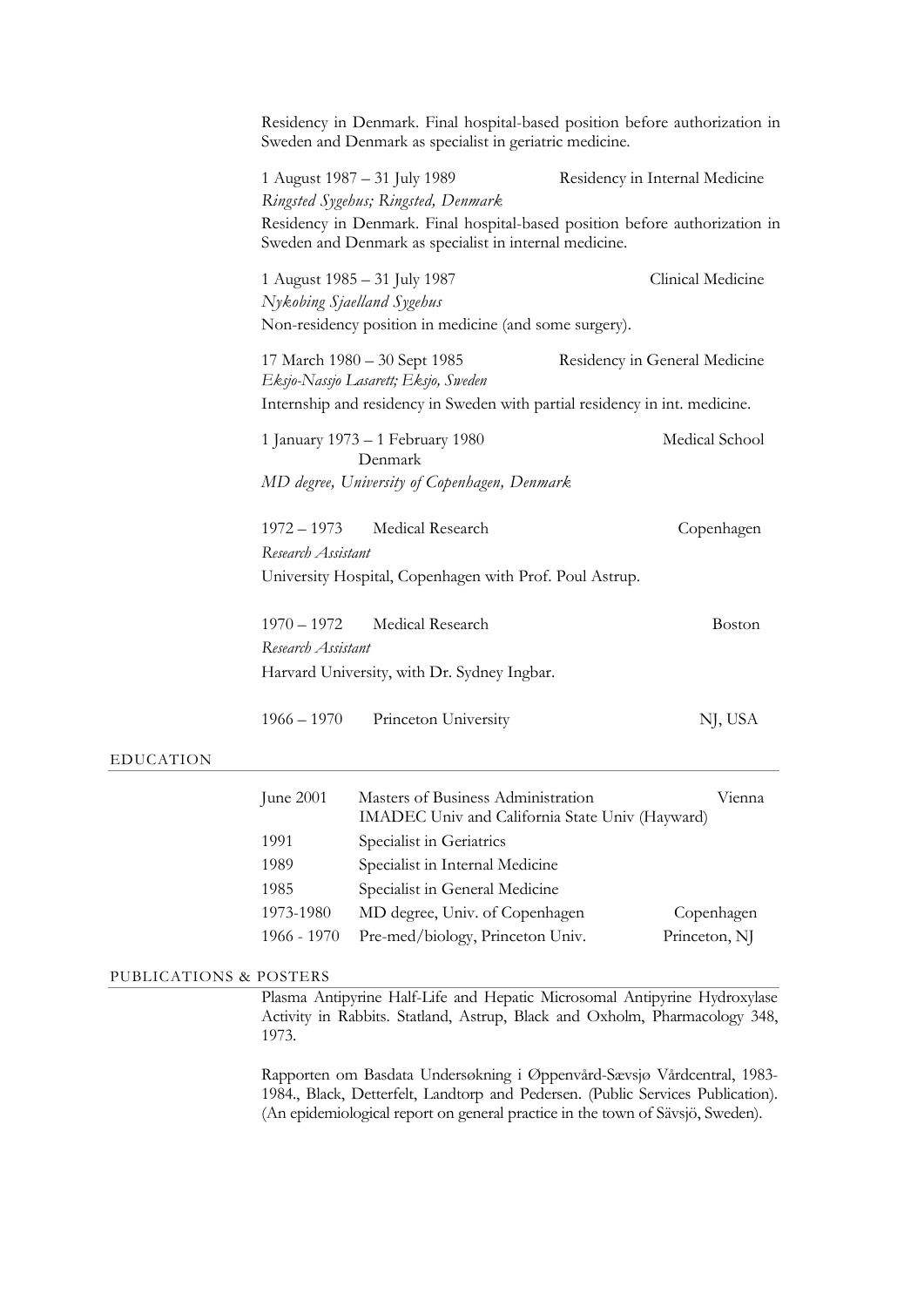Residency in Denmark. Final hospital-based position before authorization in Sweden and Denmark as specialist in geriatric medicine.

1 August 1987 – 31 July 1989 — Residency in Internal Medicine
*Ringsted Sygehus; Ringsted, Denmark*
Residency in Denmark. Final hospital-based position before authorization in Sweden and Denmark as specialist in internal medicine.

1 August 1985 – 31 July 1987 — Clinical Medicine
*Nykobing Sjaelland Sygehus*
Non-residency position in medicine (and some surgery).

17 March 1980 – 30 Sept 1985 — Residency in General Medicine
*Eksjo-Nassjo Lasarett; Eksjo, Sweden*
Internship and residency in Sweden with partial residency in int. medicine.

1 January 1973 – 1 February 1980 — Medical School
Denmark
*MD degree, University of Copenhagen, Denmark*

1972 – 1973 — Medical Research — Copenhagen
*Research Assistant*
University Hospital, Copenhagen with Prof. Poul Astrup.

1970 – 1972 — Medical Research — Boston
*Research Assistant*
Harvard University, with Dr. Sydney Ingbar.

1966 – 1970 — Princeton University — NJ, USA

## EDUCATION

| | | |
|---|---|---|
| June 2001 | Masters of Business Administration<br>IMADEC Univ and California State Univ (Hayward) | Vienna |
| 1991 | Specialist in Geriatrics | |
| 1989 | Specialist in Internal Medicine | |
| 1985 | Specialist in General Medicine | |
| 1973-1980 | MD degree, Univ. of Copenhagen | Copenhagen |
| 1966 - 1970 | Pre-med/biology, Princeton Univ. | Princeton, NJ |

## PUBLICATIONS & POSTERS

Plasma Antipyrine Half-Life and Hepatic Microsomal Antipyrine Hydroxylase Activity in Rabbits. Statland, Astrup, Black and Oxholm, Pharmacology 348, 1973.

Rapporten om Basdata Undersøkning i Øppenvård-Sævsjø Vårdcentral, 1983-1984., Black, Detterfelt, Landtorp and Pedersen. (Public Services Publication). (An epidemiological report on general practice in the town of Sävsjö, Sweden).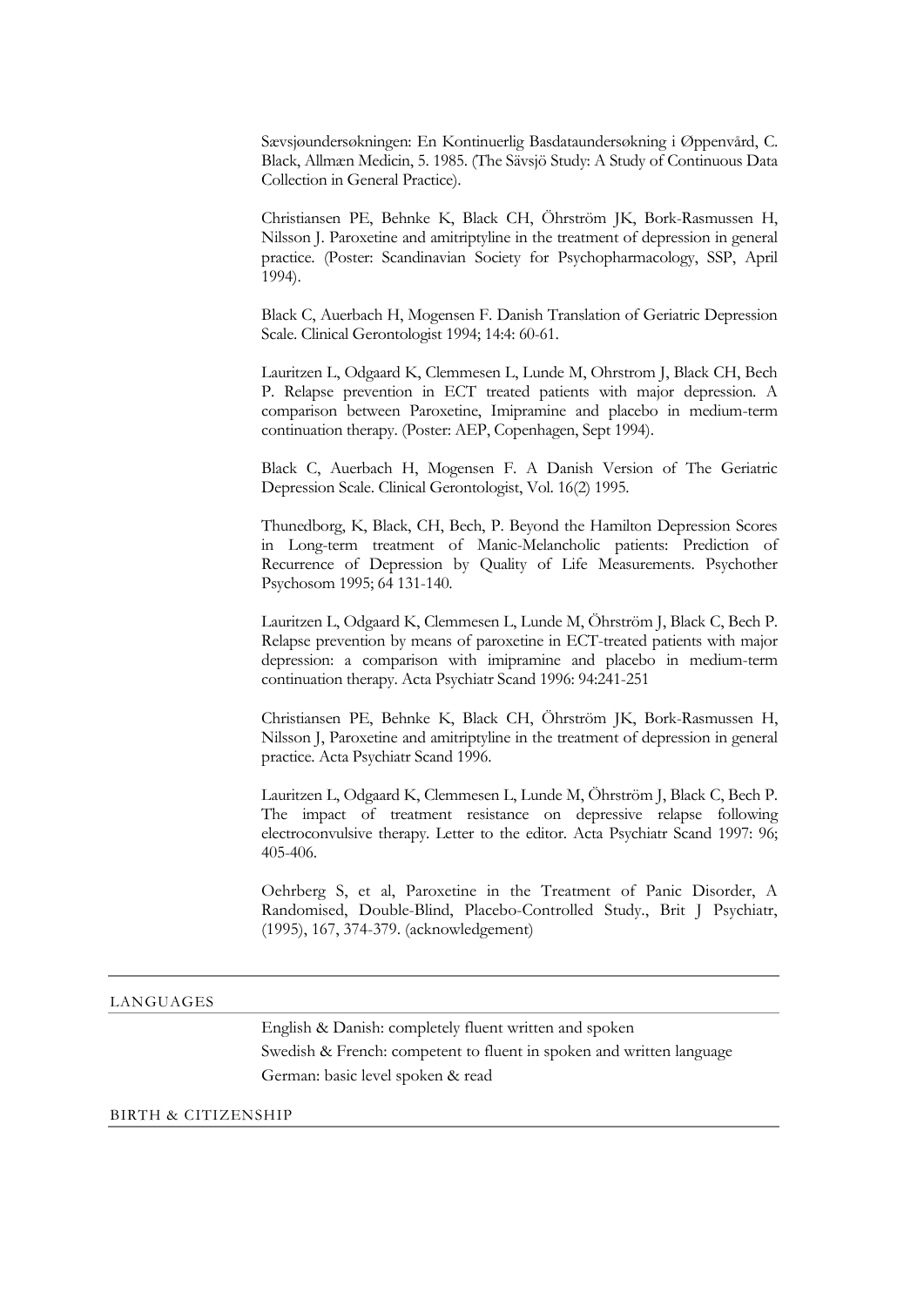Sævsjøundersøkningen: En Kontinuerlig Basdataundersøkning i Øppenvård, C. Black, Allmæn Medicin, 5. 1985. (The Sävsjö Study: A Study of Continuous Data Collection in General Practice).

Christiansen PE, Behnke K, Black CH, Öhrström JK, Bork-Rasmussen H, Nilsson J. Paroxetine and amitriptyline in the treatment of depression in general practice. (Poster: Scandinavian Society for Psychopharmacology, SSP, April 1994).

Black C, Auerbach H, Mogensen F. Danish Translation of Geriatric Depression Scale. Clinical Gerontologist 1994; 14:4: 60-61.

Lauritzen L, Odgaard K, Clemmesen L, Lunde M, Ohrstrom J, Black CH, Bech P. Relapse prevention in ECT treated patients with major depression. A comparison between Paroxetine, Imipramine and placebo in medium-term continuation therapy. (Poster: AEP, Copenhagen, Sept 1994).

Black C, Auerbach H, Mogensen F. A Danish Version of The Geriatric Depression Scale. Clinical Gerontologist, Vol. 16(2) 1995.

Thunedborg, K, Black, CH, Bech, P. Beyond the Hamilton Depression Scores in Long-term treatment of Manic-Melancholic patients: Prediction of Recurrence of Depression by Quality of Life Measurements. Psychother Psychosom 1995; 64 131-140.

Lauritzen L, Odgaard K, Clemmesen L, Lunde M, Öhrström J, Black C, Bech P. Relapse prevention by means of paroxetine in ECT-treated patients with major depression: a comparison with imipramine and placebo in medium-term continuation therapy. Acta Psychiatr Scand 1996: 94:241-251

Christiansen PE, Behnke K, Black CH, Öhrström JK, Bork-Rasmussen H, Nilsson J, Paroxetine and amitriptyline in the treatment of depression in general practice. Acta Psychiatr Scand 1996.

Lauritzen L, Odgaard K, Clemmesen L, Lunde M, Öhrström J, Black C, Bech P. The impact of treatment resistance on depressive relapse following electroconvulsive therapy. Letter to the editor. Acta Psychiatr Scand 1997: 96; 405-406.

Oehrberg S, et al, Paroxetine in the Treatment of Panic Disorder, A Randomised, Double-Blind, Placebo-Controlled Study., Brit J Psychiatr, (1995), 167, 374-379. (acknowledgement)

## LANGUAGES

English & Danish: completely fluent written and spoken

Swedish & French: competent to fluent in spoken and written language

German: basic level spoken & read

## BIRTH & CITIZENSHIP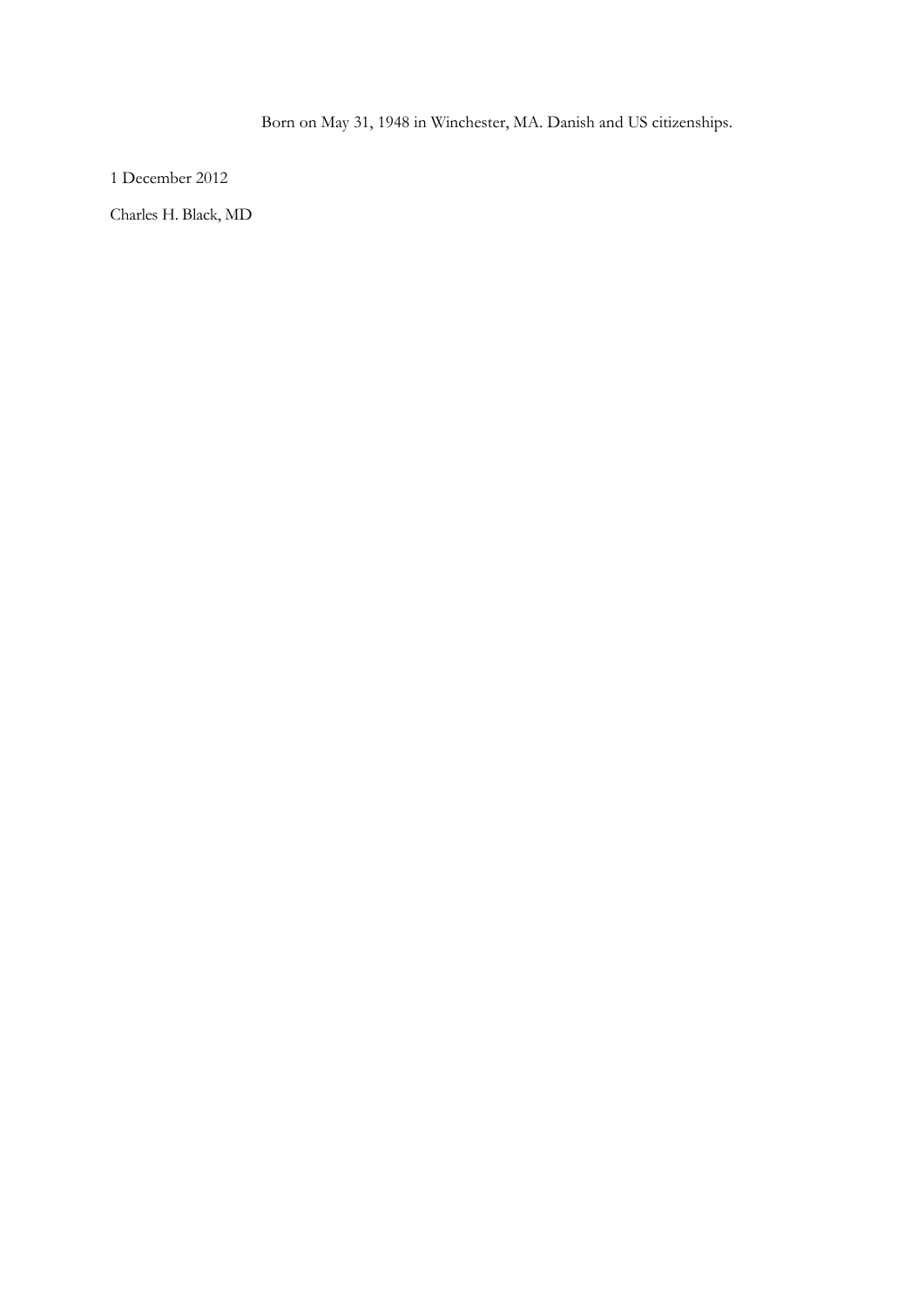Born on May 31, 1948 in Winchester, MA. Danish and US citizenships.

1 December 2012

Charles H. Black, MD